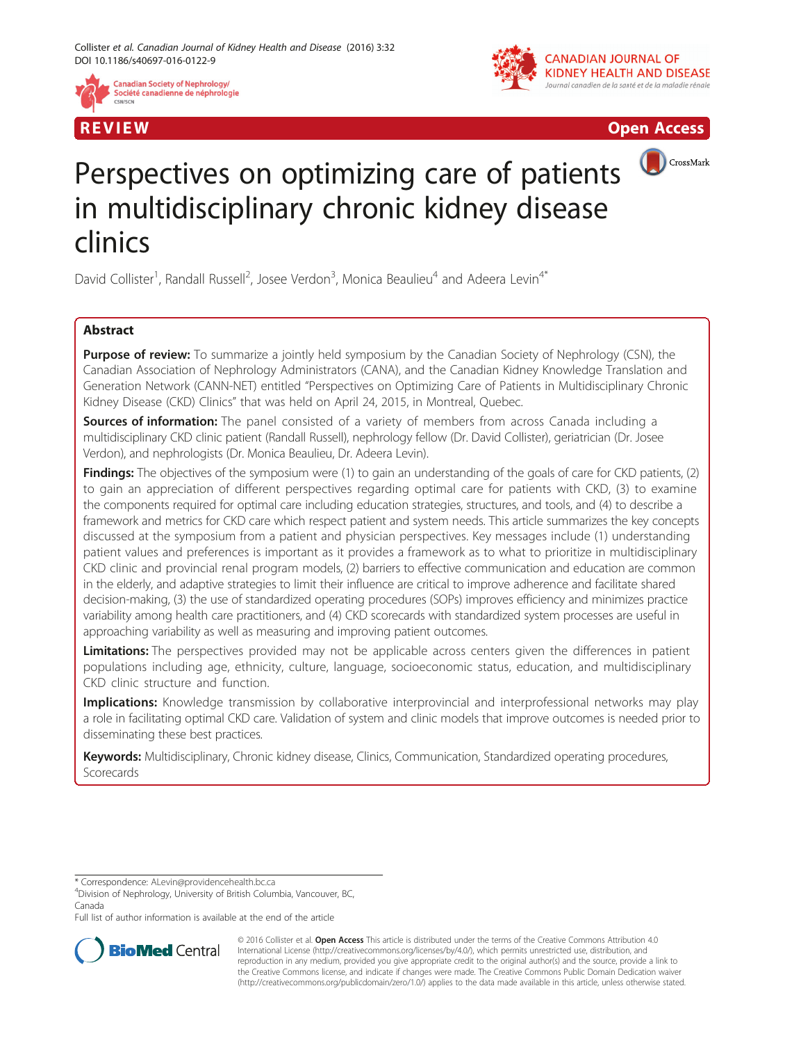REVIEW

Open Access

# Perspectives on optimizing care of patients in multidisciplinary chronic kidney disease clinics

David Collister[1], Randall Russell[2], Josee Verdon[3], Monica Beaulieu[4] and Adeera Levin[4*]

## Abstract

**Purpose of review:** To summarize a jointly held symposium by the Canadian Society of Nephrology (CSN), the Canadian Association of Nephrology Administrators (CANA), and the Canadian Kidney Knowledge Translation and Generation Network (CANN-NET) entitled "Perspectives on Optimizing Care of Patients in Multidisciplinary Chronic Kidney Disease (CKD) Clinics" that was held on April 24, 2015, in Montreal, Quebec.

**Sources of information:** The panel consisted of a variety of members from across Canada including a multidisciplinary CKD clinic patient (Randall Russell), nephrology fellow (Dr. David Collister), geriatrician (Dr. Josee Verdon), and nephrologists (Dr. Monica Beaulieu, Dr. Adeera Levin).

**Findings:** The objectives of the symposium were (1) to gain an understanding of the goals of care for CKD patients, (2) to gain an appreciation of different perspectives regarding optimal care for patients with CKD, (3) to examine the components required for optimal care including education strategies, structures, and tools, and (4) to describe a framework and metrics for CKD care which respect patient and system needs. This article summarizes the key concepts discussed at the symposium from a patient and physician perspectives. Key messages include (1) understanding patient values and preferences is important as it provides a framework as to what to prioritize in multidisciplinary CKD clinic and provincial renal program models, (2) barriers to effective communication and education are common in the elderly, and adaptive strategies to limit their influence are critical to improve adherence and facilitate shared decision-making, (3) the use of standardized operating procedures (SOPs) improves efficiency and minimizes practice variability among health care practitioners, and (4) CKD scorecards with standardized system processes are useful in approaching variability as well as measuring and improving patient outcomes.

**Limitations:** The perspectives provided may not be applicable across centers given the differences in patient populations including age, ethnicity, culture, language, socioeconomic status, education, and multidisciplinary CKD clinic structure and function.

**Implications:** Knowledge transmission by collaborative interprovincial and interprofessional networks may play a role in facilitating optimal CKD care. Validation of system and clinic models that improve outcomes is needed prior to disseminating these best practices.

**Keywords:** Multidisciplinary, Chronic kidney disease, Clinics, Communication, Standardized operating procedures, Scorecards

\* Correspondence: ALevin@providencehealth.bc.ca
[4]Division of Nephrology, University of British Columbia, Vancouver, BC, Canada
Full list of author information is available at the end of the article

© 2016 Collister et al. **Open Access** This article is distributed under the terms of the Creative Commons Attribution 4.0 International License (http://creativecommons.org/licenses/by/4.0/), which permits unrestricted use, distribution, and reproduction in any medium, provided you give appropriate credit to the original author(s) and the source, provide a link to the Creative Commons license, and indicate if changes were made. The Creative Commons Public Domain Dedication waiver (http://creativecommons.org/publicdomain/zero/1.0/) applies to the data made available in this article, unless otherwise stated.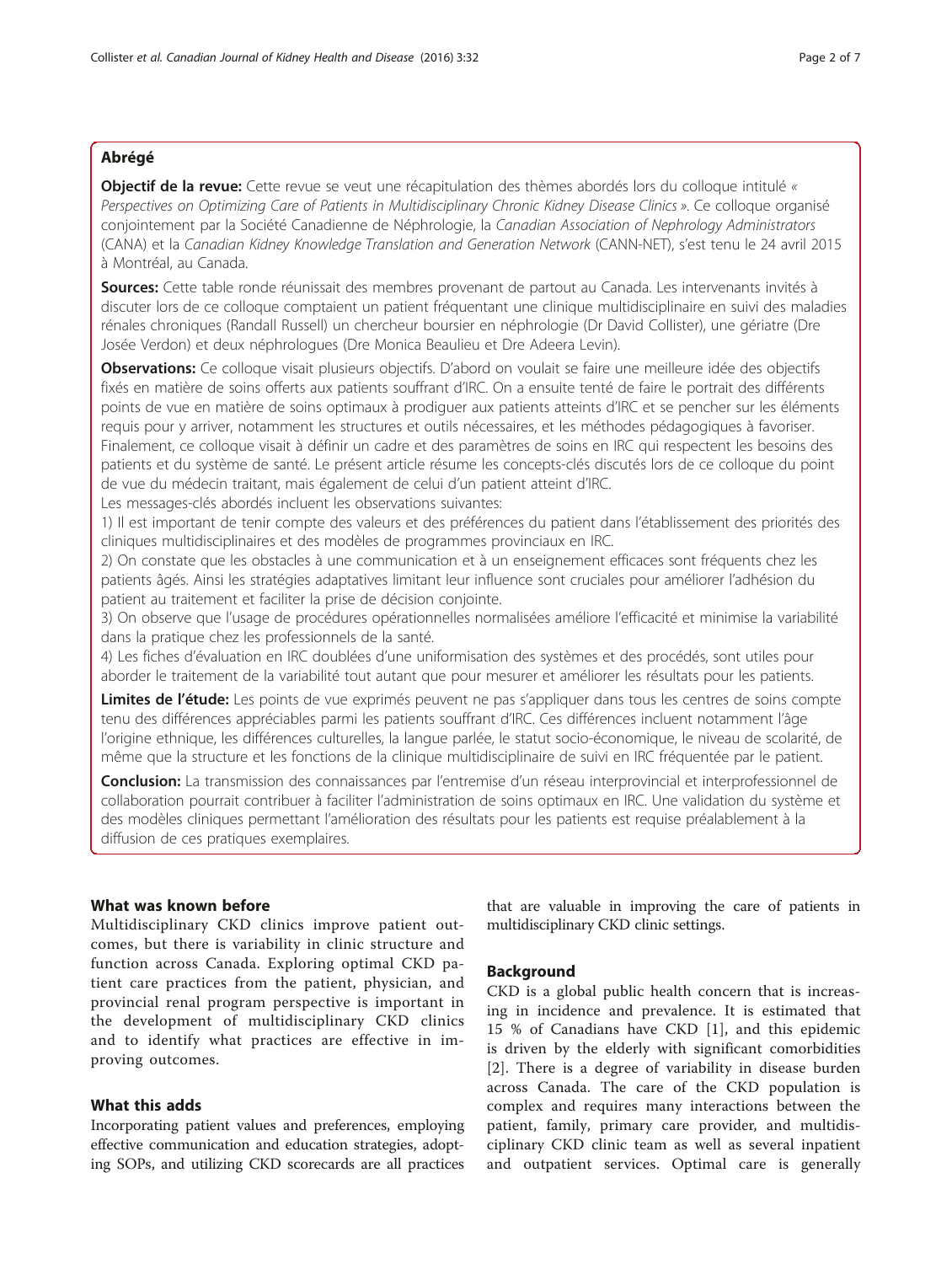## Abrégé

**Objectif de la revue:** Cette revue se veut une récapitulation des thèmes abordés lors du colloque intitulé « *Perspectives on Optimizing Care of Patients in Multidisciplinary Chronic Kidney Disease Clinics* ». Ce colloque organisé conjointement par la Société Canadienne de Néphrologie, la *Canadian Association of Nephrology Administrators* (CANA) et la *Canadian Kidney Knowledge Translation and Generation Network* (CANN-NET), s'est tenu le 24 avril 2015 à Montréal, au Canada.

**Sources:** Cette table ronde réunissait des membres provenant de partout au Canada. Les intervenants invités à discuter lors de ce colloque comptaient un patient fréquentant une clinique multidisciplinaire en suivi des maladies rénales chroniques (Randall Russell) un chercheur boursier en néphrologie (Dr David Collister), une gériatre (Dre Josée Verdon) et deux néphrologues (Dre Monica Beaulieu et Dre Adeera Levin).

**Observations:** Ce colloque visait plusieurs objectifs. D'abord on voulait se faire une meilleure idée des objectifs fixés en matière de soins offerts aux patients souffrant d'IRC. On a ensuite tenté de faire le portrait des différents points de vue en matière de soins optimaux à prodiguer aux patients atteints d'IRC et se pencher sur les éléments requis pour y arriver, notamment les structures et outils nécessaires, et les méthodes pédagogiques à favoriser. Finalement, ce colloque visait à définir un cadre et des paramètres de soins en IRC qui respectent les besoins des patients et du système de santé. Le présent article résume les concepts-clés discutés lors de ce colloque du point de vue du médecin traitant, mais également de celui d'un patient atteint d'IRC.

Les messages-clés abordés incluent les observations suivantes:

1) Il est important de tenir compte des valeurs et des préférences du patient dans l'établissement des priorités des cliniques multidisciplinaires et des modèles de programmes provinciaux en IRC.

2) On constate que les obstacles à une communication et à un enseignement efficaces sont fréquents chez les patients âgés. Ainsi les stratégies adaptatives limitant leur influence sont cruciales pour améliorer l'adhésion du patient au traitement et faciliter la prise de décision conjointe.

3) On observe que l'usage de procédures opérationnelles normalisées améliore l'efficacité et minimise la variabilité dans la pratique chez les professionnels de la santé.

4) Les fiches d'évaluation en IRC doublées d'une uniformisation des systèmes et des procédés, sont utiles pour aborder le traitement de la variabilité tout autant que pour mesurer et améliorer les résultats pour les patients.

**Limites de l'étude:** Les points de vue exprimés peuvent ne pas s'appliquer dans tous les centres de soins compte tenu des différences appréciables parmi les patients souffrant d'IRC. Ces différences incluent notamment l'âge l'origine ethnique, les différences culturelles, la langue parlée, le statut socio-économique, le niveau de scolarité, de même que la structure et les fonctions de la clinique multidisciplinaire de suivi en IRC fréquentée par le patient.

**Conclusion:** La transmission des connaissances par l'entremise d'un réseau interprovincial et interprofessionnel de collaboration pourrait contribuer à faciliter l'administration de soins optimaux en IRC. Une validation du système et des modèles cliniques permettant l'amélioration des résultats pour les patients est requise préalablement à la diffusion de ces pratiques exemplaires.

## What was known before

Multidisciplinary CKD clinics improve patient outcomes, but there is variability in clinic structure and function across Canada. Exploring optimal CKD patient care practices from the patient, physician, and provincial renal program perspective is important in the development of multidisciplinary CKD clinics and to identify what practices are effective in improving outcomes.

## What this adds

Incorporating patient values and preferences, employing effective communication and education strategies, adopting SOPs, and utilizing CKD scorecards are all practices that are valuable in improving the care of patients in multidisciplinary CKD clinic settings.

## Background

CKD is a global public health concern that is increasing in incidence and prevalence. It is estimated that 15 % of Canadians have CKD [1], and this epidemic is driven by the elderly with significant comorbidities [2]. There is a degree of variability in disease burden across Canada. The care of the CKD population is complex and requires many interactions between the patient, family, primary care provider, and multidisciplinary CKD clinic team as well as several inpatient and outpatient services. Optimal care is generally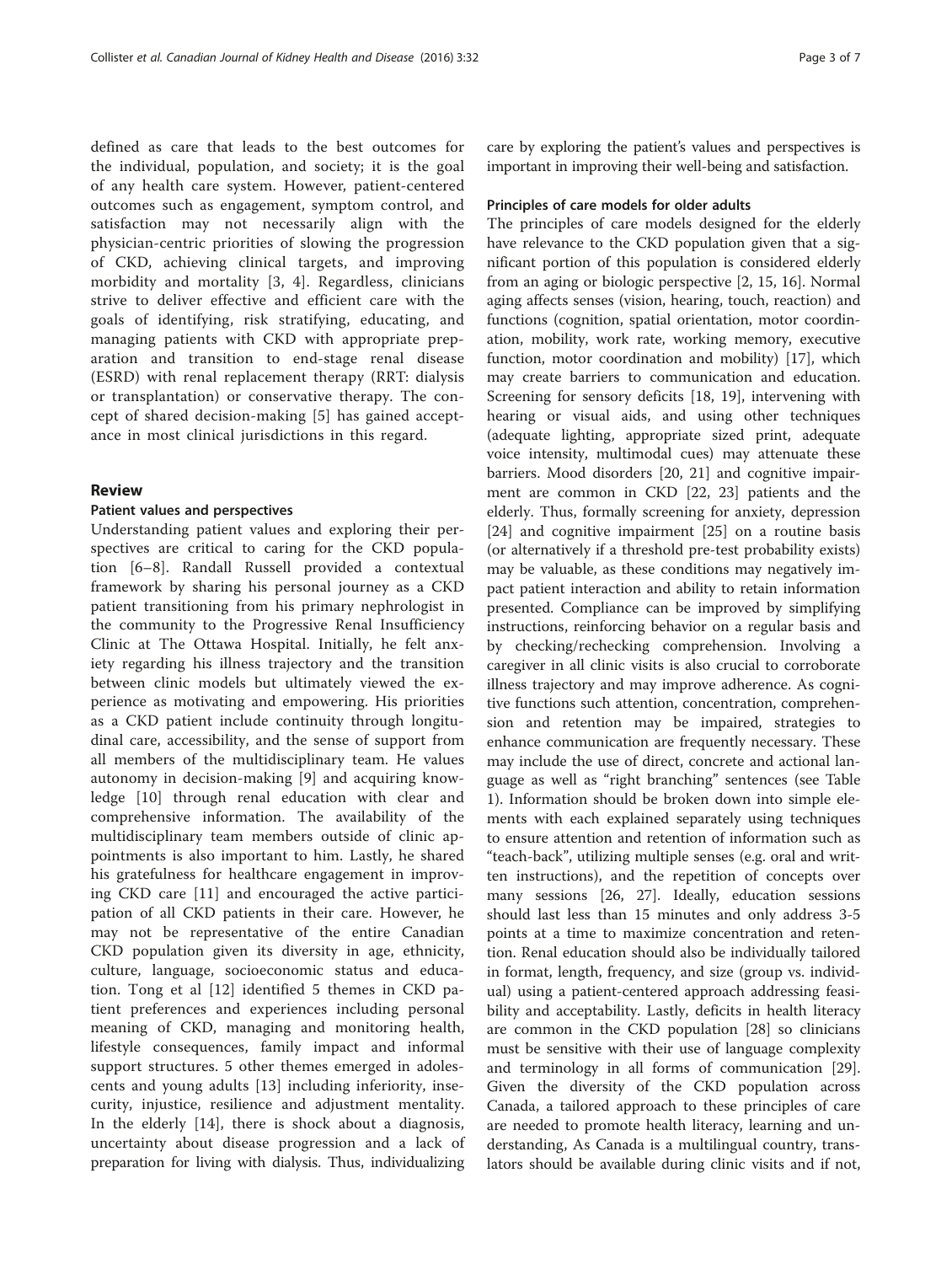defined as care that leads to the best outcomes for the individual, population, and society; it is the goal of any health care system. However, patient-centered outcomes such as engagement, symptom control, and satisfaction may not necessarily align with the physician-centric priorities of slowing the progression of CKD, achieving clinical targets, and improving morbidity and mortality [3, 4]. Regardless, clinicians strive to deliver effective and efficient care with the goals of identifying, risk stratifying, educating, and managing patients with CKD with appropriate preparation and transition to end-stage renal disease (ESRD) with renal replacement therapy (RRT: dialysis or transplantation) or conservative therapy. The concept of shared decision-making [5] has gained acceptance in most clinical jurisdictions in this regard.

## Review

### Patient values and perspectives

Understanding patient values and exploring their perspectives are critical to caring for the CKD population [6–8]. Randall Russell provided a contextual framework by sharing his personal journey as a CKD patient transitioning from his primary nephrologist in the community to the Progressive Renal Insufficiency Clinic at The Ottawa Hospital. Initially, he felt anxiety regarding his illness trajectory and the transition between clinic models but ultimately viewed the experience as motivating and empowering. His priorities as a CKD patient include continuity through longitudinal care, accessibility, and the sense of support from all members of the multidisciplinary team. He values autonomy in decision-making [9] and acquiring knowledge [10] through renal education with clear and comprehensive information. The availability of the multidisciplinary team members outside of clinic appointments is also important to him. Lastly, he shared his gratefulness for healthcare engagement in improving CKD care [11] and encouraged the active participation of all CKD patients in their care. However, he may not be representative of the entire Canadian CKD population given its diversity in age, ethnicity, culture, language, socioeconomic status and education. Tong et al [12] identified 5 themes in CKD patient preferences and experiences including personal meaning of CKD, managing and monitoring health, lifestyle consequences, family impact and informal support structures. 5 other themes emerged in adolescents and young adults [13] including inferiority, insecurity, injustice, resilience and adjustment mentality. In the elderly [14], there is shock about a diagnosis, uncertainty about disease progression and a lack of preparation for living with dialysis. Thus, individualizing care by exploring the patient's values and perspectives is important in improving their well-being and satisfaction.

### Principles of care models for older adults

The principles of care models designed for the elderly have relevance to the CKD population given that a significant portion of this population is considered elderly from an aging or biologic perspective [2, 15, 16]. Normal aging affects senses (vision, hearing, touch, reaction) and functions (cognition, spatial orientation, motor coordination, mobility, work rate, working memory, executive function, motor coordination and mobility) [17], which may create barriers to communication and education. Screening for sensory deficits [18, 19], intervening with hearing or visual aids, and using other techniques (adequate lighting, appropriate sized print, adequate voice intensity, multimodal cues) may attenuate these barriers. Mood disorders [20, 21] and cognitive impairment are common in CKD [22, 23] patients and the elderly. Thus, formally screening for anxiety, depression [24] and cognitive impairment [25] on a routine basis (or alternatively if a threshold pre-test probability exists) may be valuable, as these conditions may negatively impact patient interaction and ability to retain information presented. Compliance can be improved by simplifying instructions, reinforcing behavior on a regular basis and by checking/rechecking comprehension. Involving a caregiver in all clinic visits is also crucial to corroborate illness trajectory and may improve adherence. As cognitive functions such attention, concentration, comprehension and retention may be impaired, strategies to enhance communication are frequently necessary. These may include the use of direct, concrete and actional language as well as "right branching" sentences (see Table 1). Information should be broken down into simple elements with each explained separately using techniques to ensure attention and retention of information such as "teach-back", utilizing multiple senses (e.g. oral and written instructions), and the repetition of concepts over many sessions [26, 27]. Ideally, education sessions should last less than 15 minutes and only address 3-5 points at a time to maximize concentration and retention. Renal education should also be individually tailored in format, length, frequency, and size (group vs. individual) using a patient-centered approach addressing feasibility and acceptability. Lastly, deficits in health literacy are common in the CKD population [28] so clinicians must be sensitive with their use of language complexity and terminology in all forms of communication [29]. Given the diversity of the CKD population across Canada, a tailored approach to these principles of care are needed to promote health literacy, learning and understanding, As Canada is a multilingual country, translators should be available during clinic visits and if not,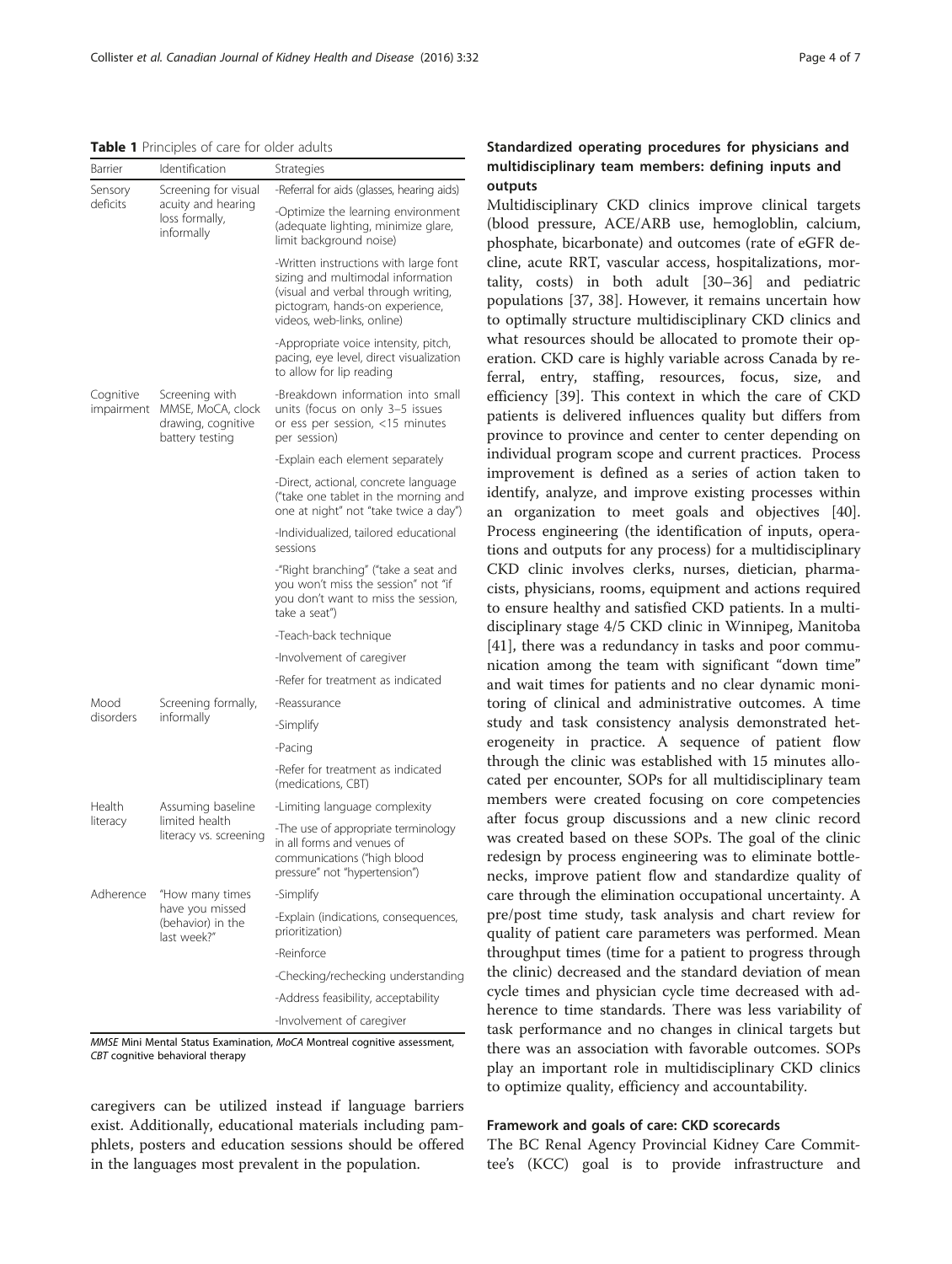**Table 1** Principles of care for older adults

| Barrier | Identification | Strategies |
| --- | --- | --- |
| Sensory deficits | Screening for visual acuity and hearing loss formally, informally | -Referral for aids (glasses, hearing aids) |
| | | -Optimize the learning environment (adequate lighting, minimize glare, limit background noise) |
| | | -Written instructions with large font sizing and multimodal information (visual and verbal through writing, pictogram, hands-on experience, videos, web-links, online) |
| | | -Appropriate voice intensity, pitch, pacing, eye level, direct visualization to allow for lip reading |
| Cognitive impairment | Screening with MMSE, MoCA, clock drawing, cognitive battery testing | -Breakdown information into small units (focus on only 3–5 issues or ess per session, <15 minutes per session) |
| | | -Explain each element separately |
| | | -Direct, actional, concrete language ("take one tablet in the morning and one at night" not "take twice a day") |
| | | -Individualized, tailored educational sessions |
| | | -"Right branching" ("take a seat and you won't miss the session" not "if you don't want to miss the session, take a seat") |
| | | -Teach-back technique |
| | | -Involvement of caregiver |
| | | -Refer for treatment as indicated |
| Mood disorders | Screening formally, informally | -Reassurance |
| | | -Simplify |
| | | -Pacing |
| | | -Refer for treatment as indicated (medications, CBT) |
| Health literacy | Assuming baseline limited health literacy vs. screening | -Limiting language complexity |
| | | -The use of appropriate terminology in all forms and venues of communications ("high blood pressure" not "hypertension") |
| Adherence | "How many times have you missed (behavior) in the last week?" | -Simplify |
| | | -Explain (indications, consequences, prioritization) |
| | | -Reinforce |
| | | -Checking/rechecking understanding |
| | | -Address feasibility, acceptability |
| | | -Involvement of caregiver |

*MMSE* Mini Mental Status Examination, *MoCA* Montreal cognitive assessment, *CBT* cognitive behavioral therapy

caregivers can be utilized instead if language barriers exist. Additionally, educational materials including pamphlets, posters and education sessions should be offered in the languages most prevalent in the population.

### Standardized operating procedures for physicians and multidisciplinary team members: defining inputs and outputs

Multidisciplinary CKD clinics improve clinical targets (blood pressure, ACE/ARB use, hemogloblin, calcium, phosphate, bicarbonate) and outcomes (rate of eGFR decline, acute RRT, vascular access, hospitalizations, mortality, costs) in both adult [30–36] and pediatric populations [37, 38]. However, it remains uncertain how to optimally structure multidisciplinary CKD clinics and what resources should be allocated to promote their operation. CKD care is highly variable across Canada by referral, entry, staffing, resources, focus, size, and efficiency [39]. This context in which the care of CKD patients is delivered influences quality but differs from province to province and center to center depending on individual program scope and current practices. Process improvement is defined as a series of action taken to identify, analyze, and improve existing processes within an organization to meet goals and objectives [40]. Process engineering (the identification of inputs, operations and outputs for any process) for a multidisciplinary CKD clinic involves clerks, nurses, dietician, pharmacists, physicians, rooms, equipment and actions required to ensure healthy and satisfied CKD patients. In a multidisciplinary stage 4/5 CKD clinic in Winnipeg, Manitoba [41], there was a redundancy in tasks and poor communication among the team with significant "down time" and wait times for patients and no clear dynamic monitoring of clinical and administrative outcomes. A time study and task consistency analysis demonstrated heterogeneity in practice. A sequence of patient flow through the clinic was established with 15 minutes allocated per encounter, SOPs for all multidisciplinary team members were created focusing on core competencies after focus group discussions and a new clinic record was created based on these SOPs. The goal of the clinic redesign by process engineering was to eliminate bottlenecks, improve patient flow and standardize quality of care through the elimination occupational uncertainty. A pre/post time study, task analysis and chart review for quality of patient care parameters was performed. Mean throughput times (time for a patient to progress through the clinic) decreased and the standard deviation of mean cycle times and physician cycle time decreased with adherence to time standards. There was less variability of task performance and no changes in clinical targets but there was an association with favorable outcomes. SOPs play an important role in multidisciplinary CKD clinics to optimize quality, efficiency and accountability.

### Framework and goals of care: CKD scorecards

The BC Renal Agency Provincial Kidney Care Committee's (KCC) goal is to provide infrastructure and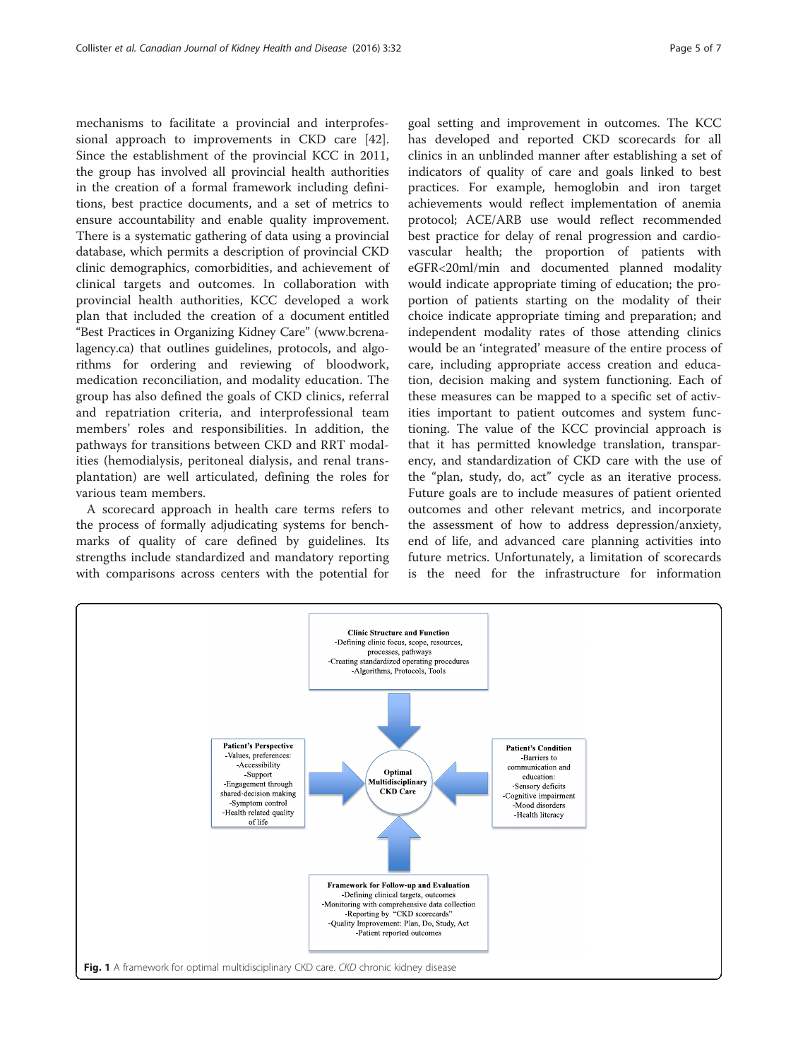mechanisms to facilitate a provincial and interprofessional approach to improvements in CKD care [42]. Since the establishment of the provincial KCC in 2011, the group has involved all provincial health authorities in the creation of a formal framework including definitions, best practice documents, and a set of metrics to ensure accountability and enable quality improvement. There is a systematic gathering of data using a provincial database, which permits a description of provincial CKD clinic demographics, comorbidities, and achievement of clinical targets and outcomes. In collaboration with provincial health authorities, KCC developed a work plan that included the creation of a document entitled "Best Practices in Organizing Kidney Care" (www.bcrenalagency.ca) that outlines guidelines, protocols, and algorithms for ordering and reviewing of bloodwork, medication reconciliation, and modality education. The group has also defined the goals of CKD clinics, referral and repatriation criteria, and interprofessional team members' roles and responsibilities. In addition, the pathways for transitions between CKD and RRT modalities (hemodialysis, peritoneal dialysis, and renal transplantation) are well articulated, defining the roles for various team members.

A scorecard approach in health care terms refers to the process of formally adjudicating systems for benchmarks of quality of care defined by guidelines. Its strengths include standardized and mandatory reporting with comparisons across centers with the potential for goal setting and improvement in outcomes. The KCC has developed and reported CKD scorecards for all clinics in an unblinded manner after establishing a set of indicators of quality of care and goals linked to best practices. For example, hemoglobin and iron target achievements would reflect implementation of anemia protocol; ACE/ARB use would reflect recommended best practice for delay of renal progression and cardiovascular health; the proportion of patients with eGFR<20ml/min and documented planned modality would indicate appropriate timing of education; the proportion of patients starting on the modality of their choice indicate appropriate timing and preparation; and independent modality rates of those attending clinics would be an 'integrated' measure of the entire process of care, including appropriate access creation and education, decision making and system functioning. Each of these measures can be mapped to a specific set of activities important to patient outcomes and system functioning. The value of the KCC provincial approach is that it has permitted knowledge translation, transparency, and standardization of CKD care with the use of the "plan, study, do, act" cycle as an iterative process. Future goals are to include measures of patient oriented outcomes and other relevant metrics, and incorporate the assessment of how to address depression/anxiety, end of life, and advanced care planning activities into future metrics. Unfortunately, a limitation of scorecards is the need for the infrastructure for information

**Clinic Structure and Function**
-Defining clinic focus, scope, resources, processes, pathways
-Creating standardized operating procedures
-Algorithms, Protocols, Tools

**Patient's Perspective**
-Values, preferences:
-Accessibility
-Support
-Engagement through shared-decision making
-Symptom control
-Health related quality of life

**Optimal Multidisciplinary CKD Care**

**Patient's Condition**
-Barriers to communication and education:
-Sensory deficits
-Cognitive impairment
-Mood disorders
-Health literacy

**Framework for Follow-up and Evaluation**
-Defining clinical targets, outcomes
-Monitoring with comprehensive data collection
-Reporting by "CKD scorecards"
-Quality Improvement: Plan, Do, Study, Act
-Patient reported outcomes

**Fig. 1** A framework for optimal multidisciplinary CKD care. *CKD* chronic kidney disease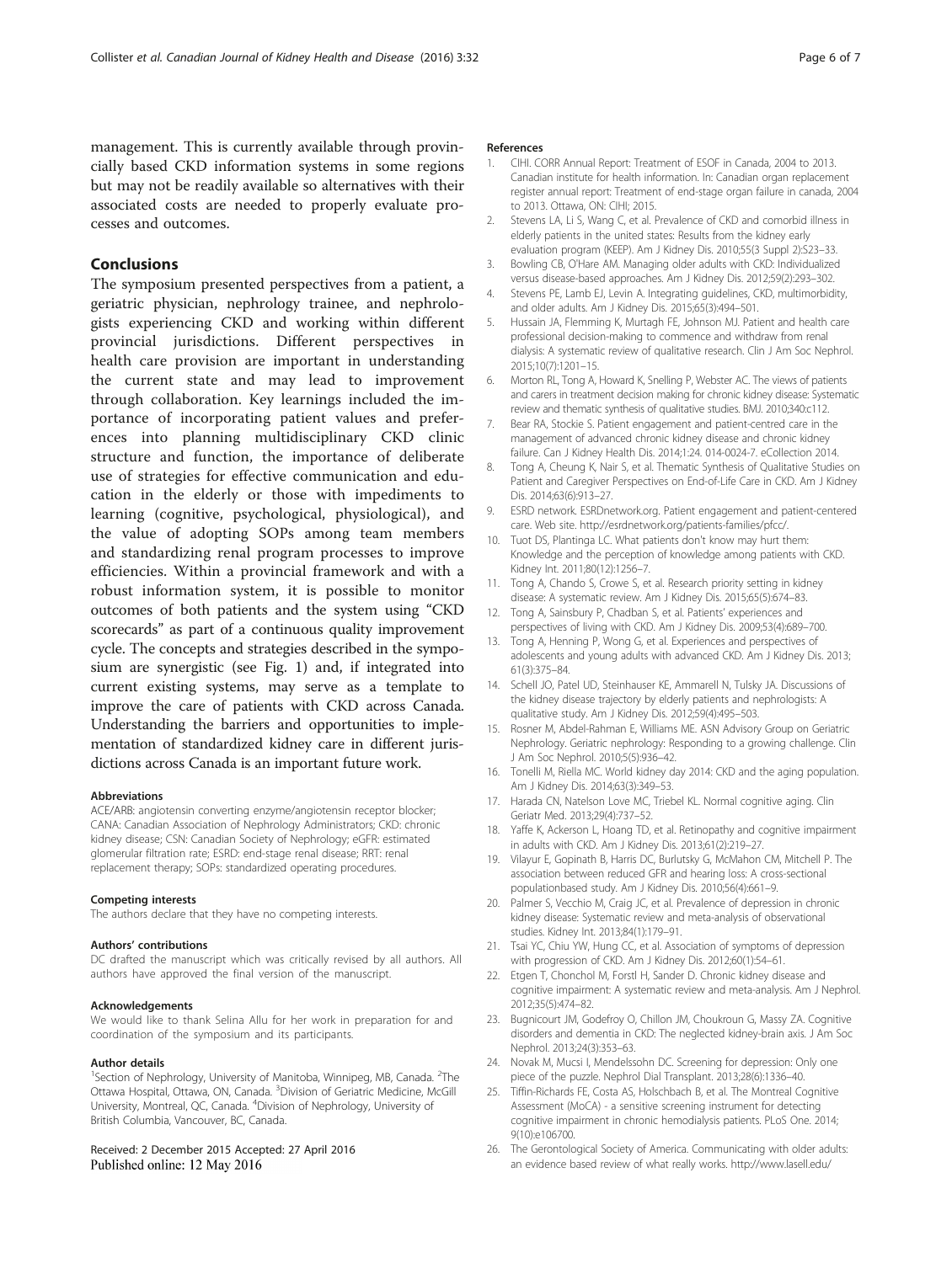management. This is currently available through provincially based CKD information systems in some regions but may not be readily available so alternatives with their associated costs are needed to properly evaluate processes and outcomes.

## Conclusions

The symposium presented perspectives from a patient, a geriatric physician, nephrology trainee, and nephrologists experiencing CKD and working within different provincial jurisdictions. Different perspectives in health care provision are important in understanding the current state and may lead to improvement through collaboration. Key learnings included the importance of incorporating patient values and preferences into planning multidisciplinary CKD clinic structure and function, the importance of deliberate use of strategies for effective communication and education in the elderly or those with impediments to learning (cognitive, psychological, physiological), and the value of adopting SOPs among team members and standardizing renal program processes to improve efficiencies. Within a provincial framework and with a robust information system, it is possible to monitor outcomes of both patients and the system using "CKD scorecards" as part of a continuous quality improvement cycle. The concepts and strategies described in the symposium are synergistic (see Fig. 1) and, if integrated into current existing systems, may serve as a template to improve the care of patients with CKD across Canada. Understanding the barriers and opportunities to implementation of standardized kidney care in different jurisdictions across Canada is an important future work.

#### Abbreviations

ACE/ARB: angiotensin converting enzyme/angiotensin receptor blocker; CANA: Canadian Association of Nephrology Administrators; CKD: chronic kidney disease; CSN: Canadian Society of Nephrology; eGFR: estimated glomerular filtration rate; ESRD: end-stage renal disease; RRT: renal replacement therapy; SOPs: standardized operating procedures.

#### Competing interests

The authors declare that they have no competing interests.

#### Authors' contributions

DC drafted the manuscript which was critically revised by all authors. All authors have approved the final version of the manuscript.

#### Acknowledgements

We would like to thank Selina Allu for her work in preparation for and coordination of the symposium and its participants.

#### Author details

[1]Section of Nephrology, University of Manitoba, Winnipeg, MB, Canada. [2]The Ottawa Hospital, Ottawa, ON, Canada. [3]Division of Geriatric Medicine, McGill University, Montreal, QC, Canada. [4]Division of Nephrology, University of British Columbia, Vancouver, BC, Canada.

Received: 2 December 2015 Accepted: 27 April 2016
Published online: 12 May 2016

#### References

1. CIHI. CORR Annual Report: Treatment of ESOF in Canada, 2004 to 2013. Canadian institute for health information. In: Canadian organ replacement register annual report: Treatment of end-stage organ failure in canada, 2004 to 2013. Ottawa, ON: CIHI; 2015.
2. Stevens LA, Li S, Wang C, et al. Prevalence of CKD and comorbid illness in elderly patients in the united states: Results from the kidney early evaluation program (KEEP). Am J Kidney Dis. 2010;55(3 Suppl 2):S23–33.
3. Bowling CB, O'Hare AM. Managing older adults with CKD: Individualized versus disease-based approaches. Am J Kidney Dis. 2012;59(2):293–302.
4. Stevens PE, Lamb EJ, Levin A. Integrating guidelines, CKD, multimorbidity, and older adults. Am J Kidney Dis. 2015;65(3):494–501.
5. Hussain JA, Flemming K, Murtagh FE, Johnson MJ. Patient and health care professional decision-making to commence and withdraw from renal dialysis: A systematic review of qualitative research. Clin J Am Soc Nephrol. 2015;10(7):1201–15.
6. Morton RL, Tong A, Howard K, Snelling P, Webster AC. The views of patients and carers in treatment decision making for chronic kidney disease: Systematic review and thematic synthesis of qualitative studies. BMJ. 2010;340:c112.
7. Bear RA, Stockie S. Patient engagement and patient-centred care in the management of advanced chronic kidney disease and chronic kidney failure. Can J Kidney Health Dis. 2014;1:24. 014-0024-7. eCollection 2014.
8. Tong A, Cheung K, Nair S, et al. Thematic Synthesis of Qualitative Studies on Patient and Caregiver Perspectives on End-of-Life Care in CKD. Am J Kidney Dis. 2014;63(6):913–27.
9. ESRD network. ESRDnetwork.org. Patient engagement and patient-centered care. Web site. http://esrdnetwork.org/patients-families/pfcc/.
10. Tuot DS, Plantinga LC. What patients don't know may hurt them: Knowledge and the perception of knowledge among patients with CKD. Kidney Int. 2011;80(12):1256–7.
11. Tong A, Chando S, Crowe S, et al. Research priority setting in kidney disease: A systematic review. Am J Kidney Dis. 2015;65(5):674–83.
12. Tong A, Sainsbury P, Chadban S, et al. Patients' experiences and perspectives of living with CKD. Am J Kidney Dis. 2009;53(4):689–700.
13. Tong A, Henning P, Wong G, et al. Experiences and perspectives of adolescents and young adults with advanced CKD. Am J Kidney Dis. 2013; 61(3):375–84.
14. Schell JO, Patel UD, Steinhauser KE, Ammarell N, Tulsky JA. Discussions of the kidney disease trajectory by elderly patients and nephrologists: A qualitative study. Am J Kidney Dis. 2012;59(4):495–503.
15. Rosner M, Abdel-Rahman E, Williams ME. ASN Advisory Group on Geriatric Nephrology. Geriatric nephrology: Responding to a growing challenge. Clin J Am Soc Nephrol. 2010;5(5):936–42.
16. Tonelli M, Riella MC. World kidney day 2014: CKD and the aging population. Am J Kidney Dis. 2014;63(3):349–53.
17. Harada CN, Natelson Love MC, Triebel KL. Normal cognitive aging. Clin Geriatr Med. 2013;29(4):737–52.
18. Yaffe K, Ackerson L, Hoang TD, et al. Retinopathy and cognitive impairment in adults with CKD. Am J Kidney Dis. 2013;61(2):219–27.
19. Vilayur E, Gopinath B, Harris DC, Burlutsky G, McMahon CM, Mitchell P. The association between reduced GFR and hearing loss: A cross-sectional populationbased study. Am J Kidney Dis. 2010;56(4):661–9.
20. Palmer S, Vecchio M, Craig JC, et al. Prevalence of depression in chronic kidney disease: Systematic review and meta-analysis of observational studies. Kidney Int. 2013;84(1):179–91.
21. Tsai YC, Chiu YW, Hung CC, et al. Association of symptoms of depression with progression of CKD. Am J Kidney Dis. 2012;60(1):54–61.
22. Etgen T, Chonchol M, Forstl H, Sander D. Chronic kidney disease and cognitive impairment: A systematic review and meta-analysis. Am J Nephrol. 2012;35(5):474–82.
23. Bugnicourt JM, Godefroy O, Chillon JM, Choukroun G, Massy ZA. Cognitive disorders and dementia in CKD: The neglected kidney-brain axis. J Am Soc Nephrol. 2013;24(3):353–63.
24. Novak M, Mucsi I, Mendelssohn DC. Screening for depression: Only one piece of the puzzle. Nephrol Dial Transplant. 2013;28(6):1336–40.
25. Tiffin-Richards FE, Costa AS, Holschbach B, et al. The Montreal Cognitive Assessment (MoCA) - a sensitive screening instrument for detecting cognitive impairment in chronic hemodialysis patients. PLoS One. 2014; 9(10):e106700.
26. The Gerontological Society of America. Communicating with older adults: an evidence based review of what really works. http://www.lasell.edu/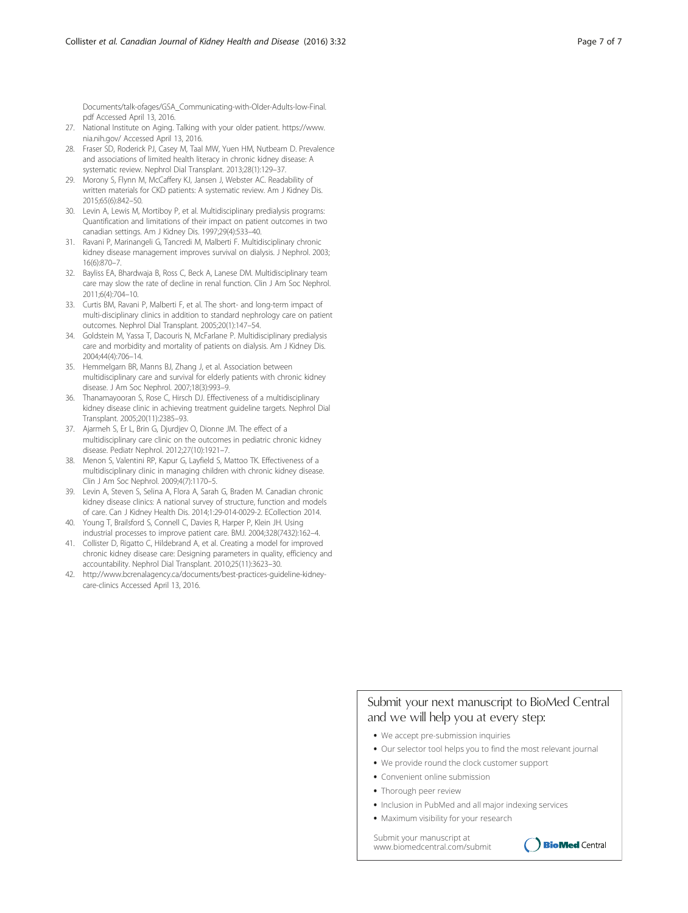Documents/talk-ofages/GSA_Communicating-with-Older-Adults-low-Final.pdf Accessed April 13, 2016.

27. National Institute on Aging. Talking with your older patient. https://www.nia.nih.gov/ Accessed April 13, 2016.
28. Fraser SD, Roderick PJ, Casey M, Taal MW, Yuen HM, Nutbeam D. Prevalence and associations of limited health literacy in chronic kidney disease: A systematic review. Nephrol Dial Transplant. 2013;28(1):129–37.
29. Morony S, Flynn M, McCaffery KJ, Jansen J, Webster AC. Readability of written materials for CKD patients: A systematic review. Am J Kidney Dis. 2015;65(6):842–50.
30. Levin A, Lewis M, Mortiboy P, et al. Multidisciplinary predialysis programs: Quantification and limitations of their impact on patient outcomes in two canadian settings. Am J Kidney Dis. 1997;29(4):533–40.
31. Ravani P, Marinangeli G, Tancredi M, Malberti F. Multidisciplinary chronic kidney disease management improves survival on dialysis. J Nephrol. 2003;16(6):870–7.
32. Bayliss EA, Bhardwaja B, Ross C, Beck A, Lanese DM. Multidisciplinary team care may slow the rate of decline in renal function. Clin J Am Soc Nephrol. 2011;6(4):704–10.
33. Curtis BM, Ravani P, Malberti F, et al. The short- and long-term impact of multi-disciplinary clinics in addition to standard nephrology care on patient outcomes. Nephrol Dial Transplant. 2005;20(1):147–54.
34. Goldstein M, Yassa T, Dacouris N, McFarlane P. Multidisciplinary predialysis care and morbidity and mortality of patients on dialysis. Am J Kidney Dis. 2004;44(4):706–14.
35. Hemmelgarn BR, Manns BJ, Zhang J, et al. Association between multidisciplinary care and survival for elderly patients with chronic kidney disease. J Am Soc Nephrol. 2007;18(3):993–9.
36. Thanamayooran S, Rose C, Hirsch DJ. Effectiveness of a multidisciplinary kidney disease clinic in achieving treatment guideline targets. Nephrol Dial Transplant. 2005;20(11):2385–93.
37. Ajarmeh S, Er L, Brin G, Djurdjev O, Dionne JM. The effect of a multidisciplinary care clinic on the outcomes in pediatric chronic kidney disease. Pediatr Nephrol. 2012;27(10):1921–7.
38. Menon S, Valentini RP, Kapur G, Layfield S, Mattoo TK. Effectiveness of a multidisciplinary clinic in managing children with chronic kidney disease. Clin J Am Soc Nephrol. 2009;4(7):1170–5.
39. Levin A, Steven S, Selina A, Flora A, Sarah G, Braden M. Canadian chronic kidney disease clinics: A national survey of structure, function and models of care. Can J Kidney Health Dis. 2014;1:29-014-0029-2. ECollection 2014.
40. Young T, Brailsford S, Connell C, Davies R, Harper P, Klein JH. Using industrial processes to improve patient care. BMJ. 2004;328(7432):162–4.
41. Collister D, Rigatto C, Hildebrand A, et al. Creating a model for improved chronic kidney disease care: Designing parameters in quality, efficiency and accountability. Nephrol Dial Transplant. 2010;25(11):3623–30.
42. http://www.bcrenalagency.ca/documents/best-practices-guideline-kidney-care-clinics Accessed April 13, 2016.

Submit your next manuscript to BioMed Central and we will help you at every step:

- We accept pre-submission inquiries
- Our selector tool helps you to find the most relevant journal
- We provide round the clock customer support
- Convenient online submission
- Thorough peer review
- Inclusion in PubMed and all major indexing services
- Maximum visibility for your research

Submit your manuscript at www.biomedcentral.com/submit

BioMed Central